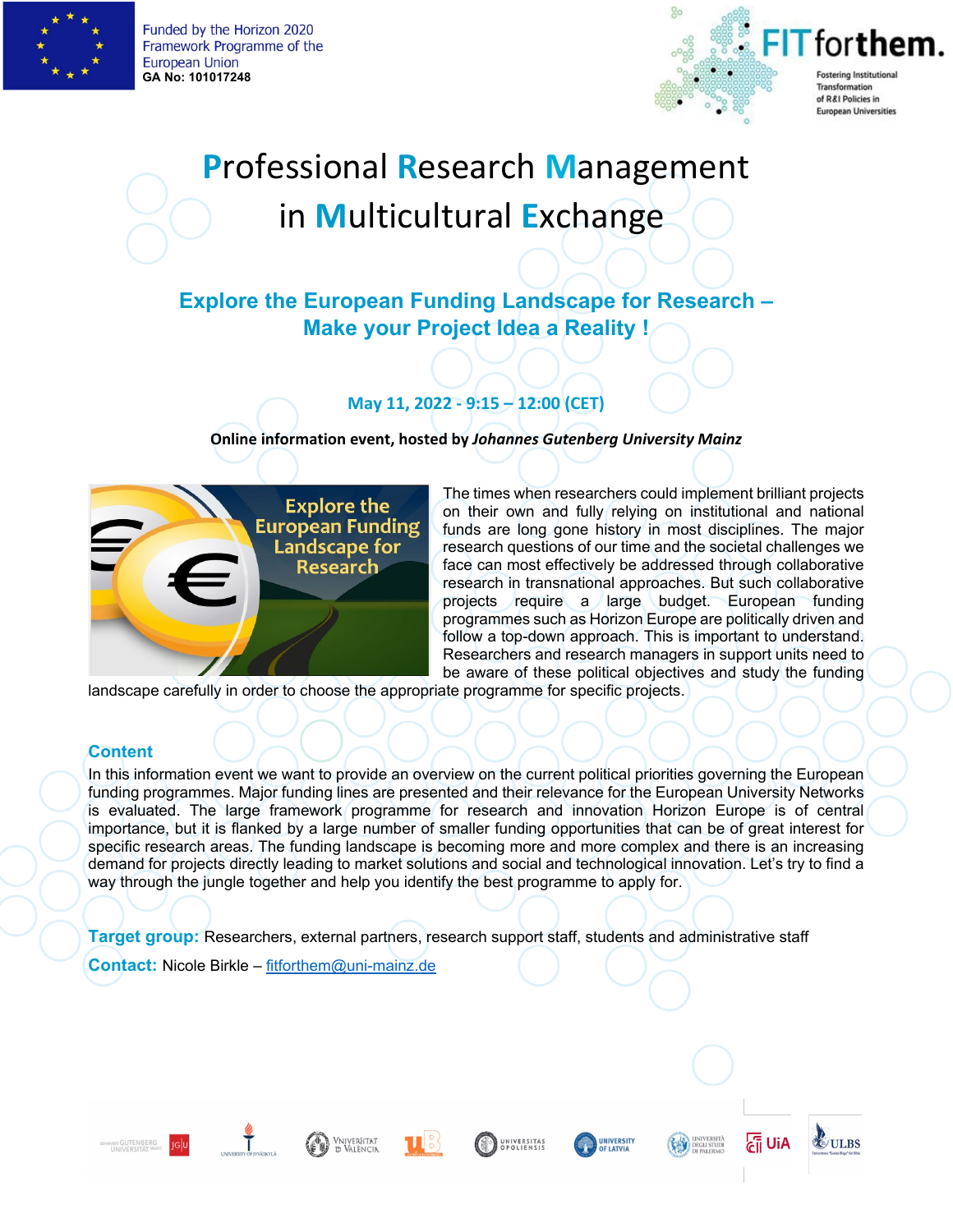Funded by the Horizon 2020 Framework Programme of the European Union
**GA No: 101017248**

FIT forthem. Fostering Institutional Transformation of R&I Policies in European Universities

# Professional Research Management in Multicultural Exchange

## Explore the European Funding Landscape for Research – Make your Project Idea a Reality !

**May 11, 2022 - 9:15 – 12:00 (CET)**

**Online information event, hosted by *Johannes Gutenberg University Mainz***

The times when researchers could implement brilliant projects on their own and fully relying on institutional and national funds are long gone history in most disciplines. The major research questions of our time and the societal challenges we face can most effectively be addressed through collaborative research in transnational approaches. But such collaborative projects require a large budget. European funding programmes such as Horizon Europe are politically driven and follow a top-down approach. This is important to understand. Researchers and research managers in support units need to be aware of these political objectives and study the funding landscape carefully in order to choose the appropriate programme for specific projects.

### Content

In this information event we want to provide an overview on the current political priorities governing the European funding programmes. Major funding lines are presented and their relevance for the European University Networks is evaluated. The large framework programme for research and innovation Horizon Europe is of central importance, but it is flanked by a large number of smaller funding opportunities that can be of great interest for specific research areas. The funding landscape is becoming more and more complex and there is an increasing demand for projects directly leading to market solutions and social and technological innovation. Let's try to find a way through the jungle together and help you identify the best programme to apply for.

**Target group:** Researchers, external partners, research support staff, students and administrative staff

**Contact:** Nicole Birkle – fitforthem@uni-mainz.de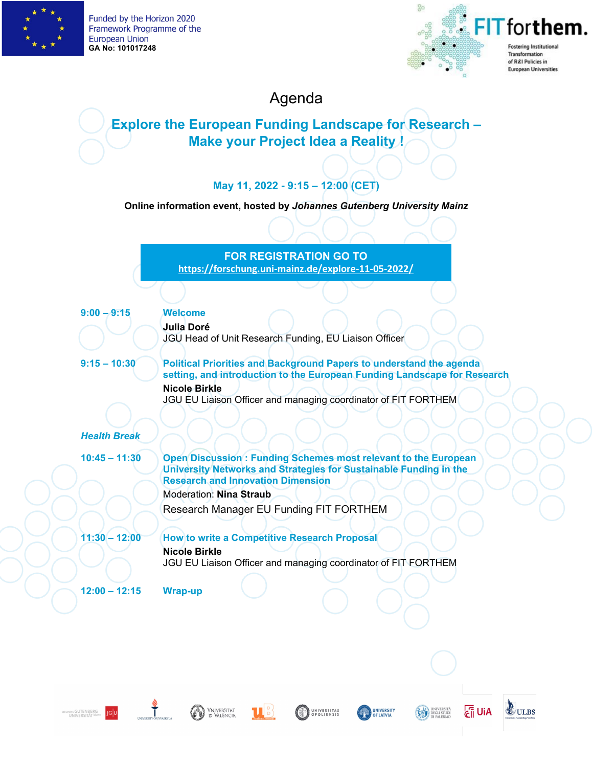Funded by the Horizon 2020 Framework Programme of the European Union
**GA No: 101017248**

**FIT forthem.** Fostering Institutional Transformation of R&I Policies in European Universities

# Agenda

## Explore the European Funding Landscape for Research – Make your Project Idea a Reality !

**May 11, 2022 - 9:15 – 12:00 (CET)**

**Online information event, hosted by *Johannes Gutenberg University Mainz***

**FOR REGISTRATION GO TO**
**https://forschung.uni-mainz.de/explore-11-05-2022/**

**9:00 – 9:15** **Welcome**
**Julia Doré**
JGU Head of Unit Research Funding, EU Liaison Officer

**9:15 – 10:30** **Political Priorities and Background Papers to understand the agenda setting, and introduction to the European Funding Landscape for Research**
**Nicole Birkle**
JGU EU Liaison Officer and managing coordinator of FIT FORTHEM

***Health Break***

**10:45 – 11:30** **Open Discussion : Funding Schemes most relevant to the European University Networks and Strategies for Sustainable Funding in the Research and Innovation Dimension**
Moderation: **Nina Straub**
Research Manager EU Funding FIT FORTHEM

**11:30 – 12:00** **How to write a Competitive Research Proposal**
**Nicole Birkle**
JGU EU Liaison Officer and managing coordinator of FIT FORTHEM

**12:00 – 12:15** **Wrap-up**